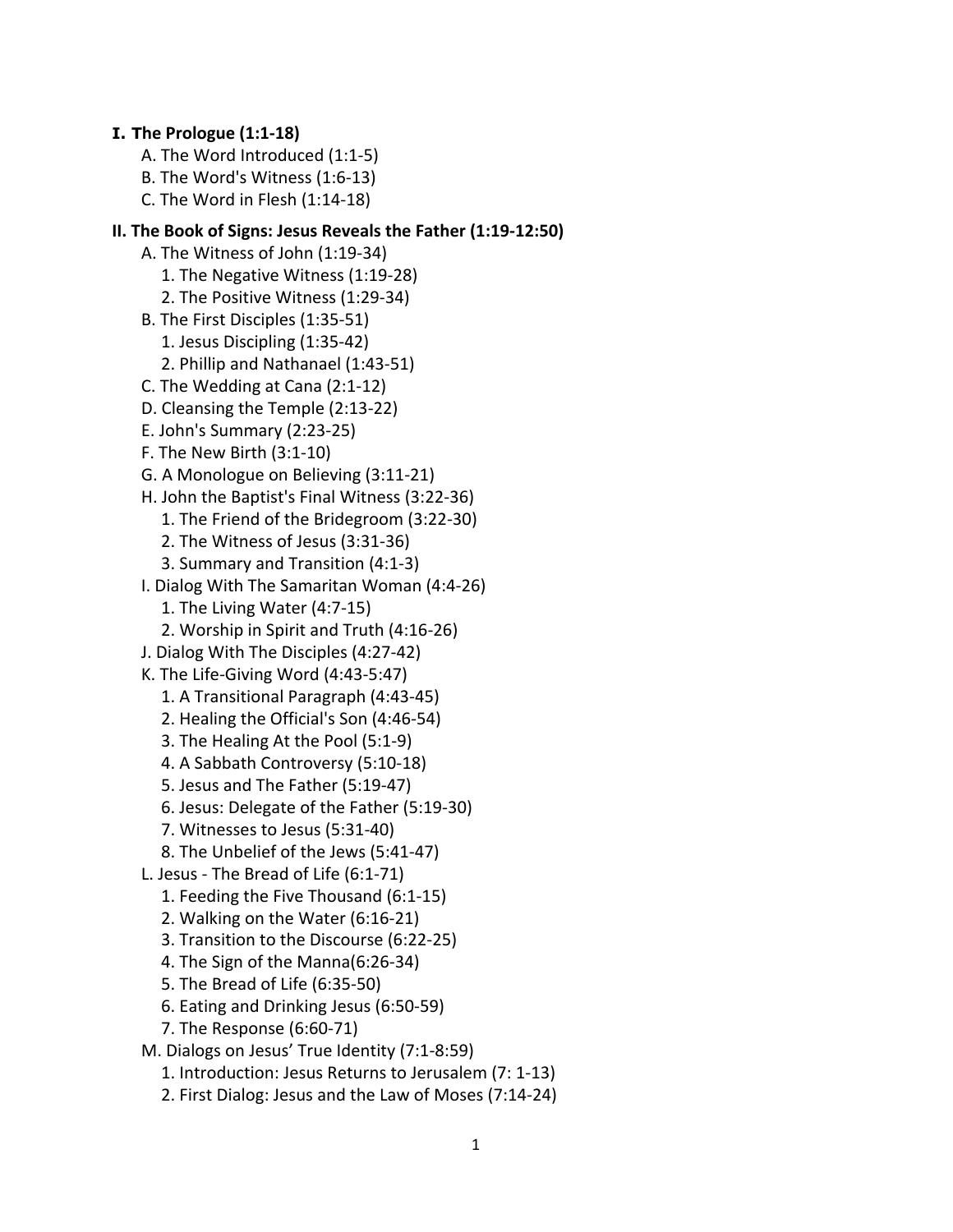**I. The Prologue (1:1-18)**

- A. The Word Introduced (1:1-5)
- B. The Word's Witness (1:6-13)
- C. The Word in Flesh (1:14-18)

**II. The Book of Signs: Jesus Reveals the Father (1:19-12:50)**

- A. The Witness of John (1:19-34)
  1. The Negative Witness (1:19-28)
  2. The Positive Witness (1:29-34)
- B. The First Disciples (1:35-51)
  1. Jesus Discipling (1:35-42)
  2. Phillip and Nathanael (1:43-51)
- C. The Wedding at Cana (2:1-12)
- D. Cleansing the Temple (2:13-22)
- E. John's Summary (2:23-25)
- F. The New Birth (3:1-10)
- G. A Monologue on Believing (3:11-21)
- H. John the Baptist's Final Witness (3:22-36)
  1. The Friend of the Bridegroom (3:22-30)
  2. The Witness of Jesus (3:31-36)
  3. Summary and Transition (4:1-3)
- I. Dialog With The Samaritan Woman (4:4-26)
  1. The Living Water (4:7-15)
  2. Worship in Spirit and Truth (4:16-26)
- J. Dialog With The Disciples (4:27-42)
- K. The Life-Giving Word (4:43-5:47)
  1. A Transitional Paragraph (4:43-45)
  2. Healing the Official's Son (4:46-54)
  3. The Healing At the Pool (5:1-9)
  4. A Sabbath Controversy (5:10-18)
  5. Jesus and The Father (5:19-47)
  6. Jesus: Delegate of the Father (5:19-30)
  7. Witnesses to Jesus (5:31-40)
  8. The Unbelief of the Jews (5:41-47)
- L. Jesus - The Bread of Life (6:1-71)
  1. Feeding the Five Thousand (6:1-15)
  2. Walking on the Water (6:16-21)
  3. Transition to the Discourse (6:22-25)
  4. The Sign of the Manna(6:26-34)
  5. The Bread of Life (6:35-50)
  6. Eating and Drinking Jesus (6:50-59)
  7. The Response (6:60-71)
- M. Dialogs on Jesus' True Identity (7:1-8:59)
  1. Introduction: Jesus Returns to Jerusalem (7: 1-13)
  2. First Dialog: Jesus and the Law of Moses (7:14-24)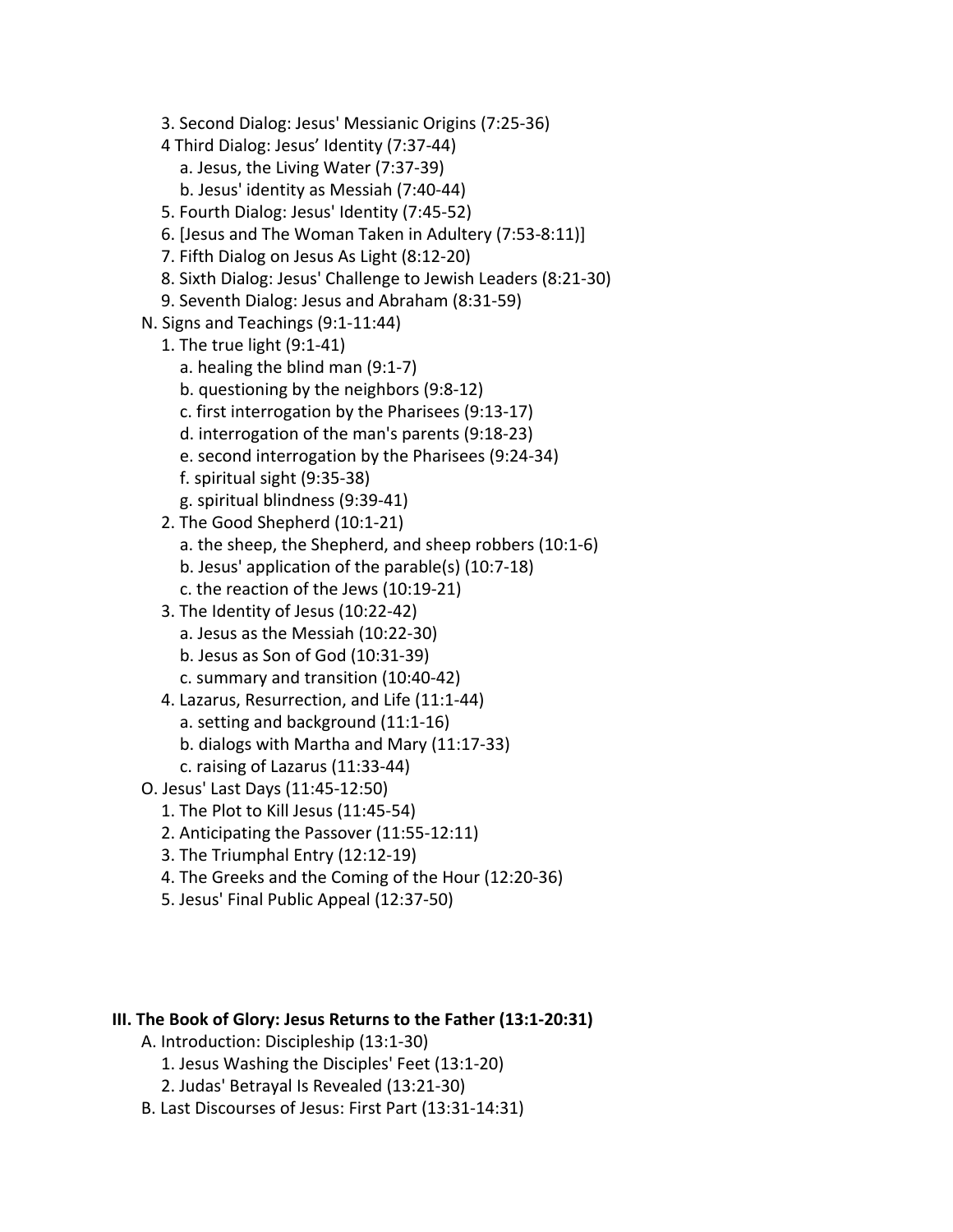- 3. Second Dialog: Jesus' Messianic Origins (7:25-36)
- 4 Third Dialog: Jesus' Identity (7:37-44)
  - a. Jesus, the Living Water (7:37-39)
  - b. Jesus' identity as Messiah (7:40-44)
- 5. Fourth Dialog: Jesus' Identity (7:45-52)
- 6. [Jesus and The Woman Taken in Adultery (7:53-8:11)]
- 7. Fifth Dialog on Jesus As Light (8:12-20)
- 8. Sixth Dialog: Jesus' Challenge to Jewish Leaders (8:21-30)
- 9. Seventh Dialog: Jesus and Abraham (8:31-59)

N. Signs and Teachings (9:1-11:44)

- 1. The true light (9:1-41)
  - a. healing the blind man (9:1-7)
  - b. questioning by the neighbors (9:8-12)
  - c. first interrogation by the Pharisees (9:13-17)
  - d. interrogation of the man's parents (9:18-23)
  - e. second interrogation by the Pharisees (9:24-34)
  - f. spiritual sight (9:35-38)
  - g. spiritual blindness (9:39-41)
- 2. The Good Shepherd (10:1-21)
  - a. the sheep, the Shepherd, and sheep robbers (10:1-6)
  - b. Jesus' application of the parable(s) (10:7-18)
  - c. the reaction of the Jews (10:19-21)
- 3. The Identity of Jesus (10:22-42)
  - a. Jesus as the Messiah (10:22-30)
  - b. Jesus as Son of God (10:31-39)
  - c. summary and transition (10:40-42)
- 4. Lazarus, Resurrection, and Life (11:1-44)
  - a. setting and background (11:1-16)
  - b. dialogs with Martha and Mary (11:17-33)
  - c. raising of Lazarus (11:33-44)

O. Jesus' Last Days (11:45-12:50)

- 1. The Plot to Kill Jesus (11:45-54)
- 2. Anticipating the Passover (11:55-12:11)
- 3. The Triumphal Entry (12:12-19)
- 4. The Greeks and the Coming of the Hour (12:20-36)
- 5. Jesus' Final Public Appeal (12:37-50)

**III. The Book of Glory: Jesus Returns to the Father (13:1-20:31)**

A. Introduction: Discipleship (13:1-30)

- 1. Jesus Washing the Disciples' Feet (13:1-20)
- 2. Judas' Betrayal Is Revealed (13:21-30)

B. Last Discourses of Jesus: First Part (13:31-14:31)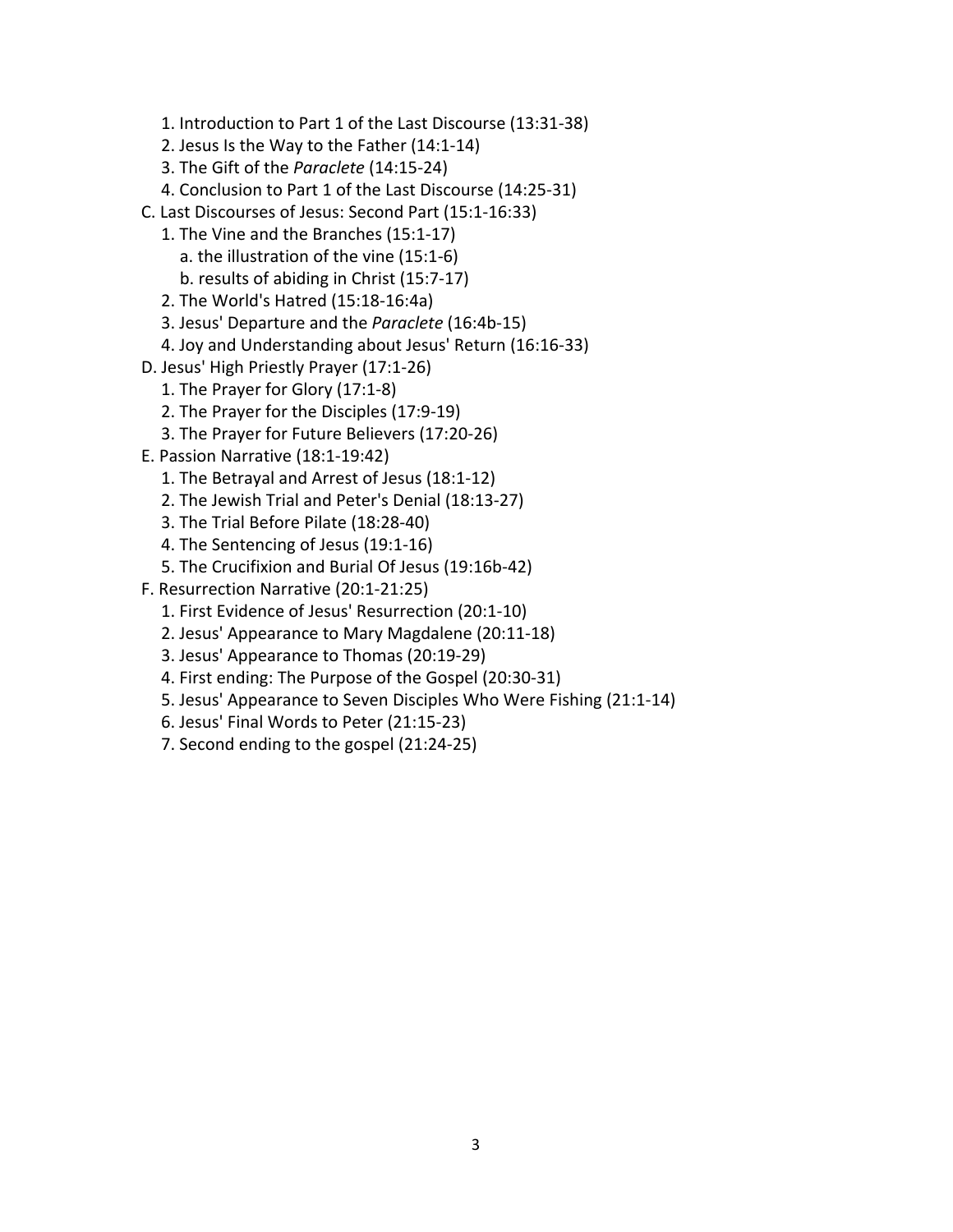1. Introduction to Part 1 of the Last Discourse (13:31-38)
   2. Jesus Is the Way to the Father (14:1-14)
   3. The Gift of the *Paraclete* (14:15-24)
   4. Conclusion to Part 1 of the Last Discourse (14:25-31)

C. Last Discourses of Jesus: Second Part (15:1-16:33)
   1. The Vine and the Branches (15:1-17)
      a. the illustration of the vine (15:1-6)
      b. results of abiding in Christ (15:7-17)
   2. The World's Hatred (15:18-16:4a)
   3. Jesus' Departure and the *Paraclete* (16:4b-15)
   4. Joy and Understanding about Jesus' Return (16:16-33)

D. Jesus' High Priestly Prayer (17:1-26)
   1. The Prayer for Glory (17:1-8)
   2. The Prayer for the Disciples (17:9-19)
   3. The Prayer for Future Believers (17:20-26)

E. Passion Narrative (18:1-19:42)
   1. The Betrayal and Arrest of Jesus (18:1-12)
   2. The Jewish Trial and Peter's Denial (18:13-27)
   3. The Trial Before Pilate (18:28-40)
   4. The Sentencing of Jesus (19:1-16)
   5. The Crucifixion and Burial Of Jesus (19:16b-42)

F. Resurrection Narrative (20:1-21:25)
   1. First Evidence of Jesus' Resurrection (20:1-10)
   2. Jesus' Appearance to Mary Magdalene (20:11-18)
   3. Jesus' Appearance to Thomas (20:19-29)
   4. First ending: The Purpose of the Gospel (20:30-31)
   5. Jesus' Appearance to Seven Disciples Who Were Fishing (21:1-14)
   6. Jesus' Final Words to Peter (21:15-23)
   7. Second ending to the gospel (21:24-25)